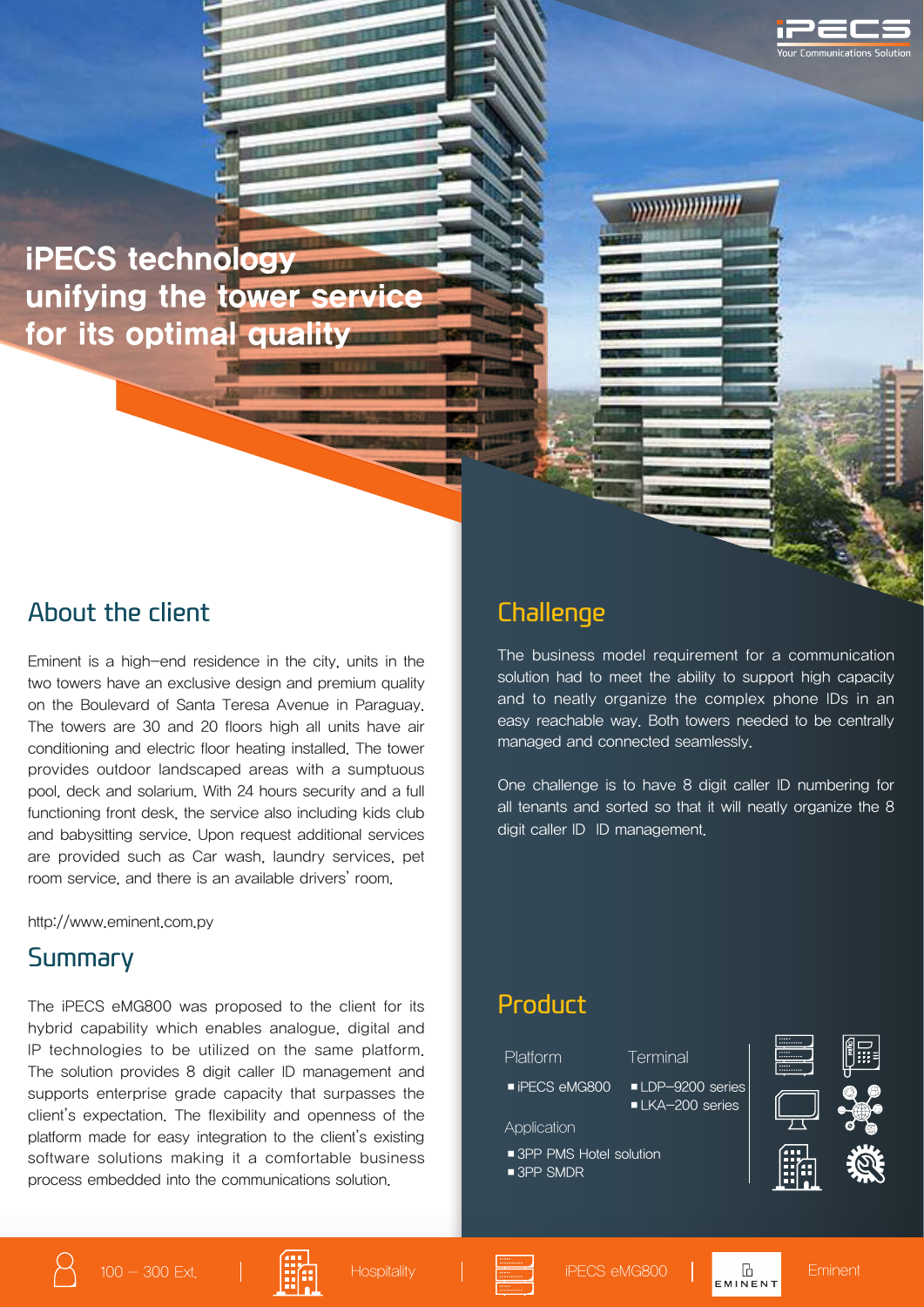# iPECS technology unifying the tower service for its optimal quality

## About the client

Eminent is a high-end residence in the city, units in the two towers have an exclusive design and premium quality on the Boulevard of Santa Teresa Avenue in Paraguay. The towers are 30 and 20 floors high all units have air conditioning and electric floor heating installed. The tower provides outdoor landscaped areas with a sumptuous pool, deck and solarium. With 24 hours security and a full functioning front desk, the service also including kids club and babysitting service. Upon request additional services are provided such as Car wash, laundry services, pet room service, and there is an available drivers' room.

http://www.eminent.com.py

## Summary

The iPECS eMG800 was proposed to the client for its hybrid capability which enables analogue, digital and IP technologies to be utilized on the same platform. The solution provides 8 digit caller ID management and supports enterprise grade capacity that surpasses the client's expectation. The flexibility and openness of the platform made for easy integration to the client's existing software solutions making it a comfortable business process embedded into the communications solution.

## Challenge

The business model requirement for a communication solution had to meet the ability to support high capacity and to neatly organize the complex phone IDs in an easy reachable way. Both towers needed to be centrally managed and connected seamlessly.

One challenge is to have 8 digit caller ID numbering for all tenants and sorted so that it will neatly organize the 8 digit caller ID ID management.

## Product

**Platform**

- iPECS eMG800

**Terminal**

- LDP-9200 series
- LKA-200 series

**Application**

- 3PP PMS Hotel solution
- 3PP SMDR

100 – 300 Ext. | Hospitality | iPECS eMG800 | Eminent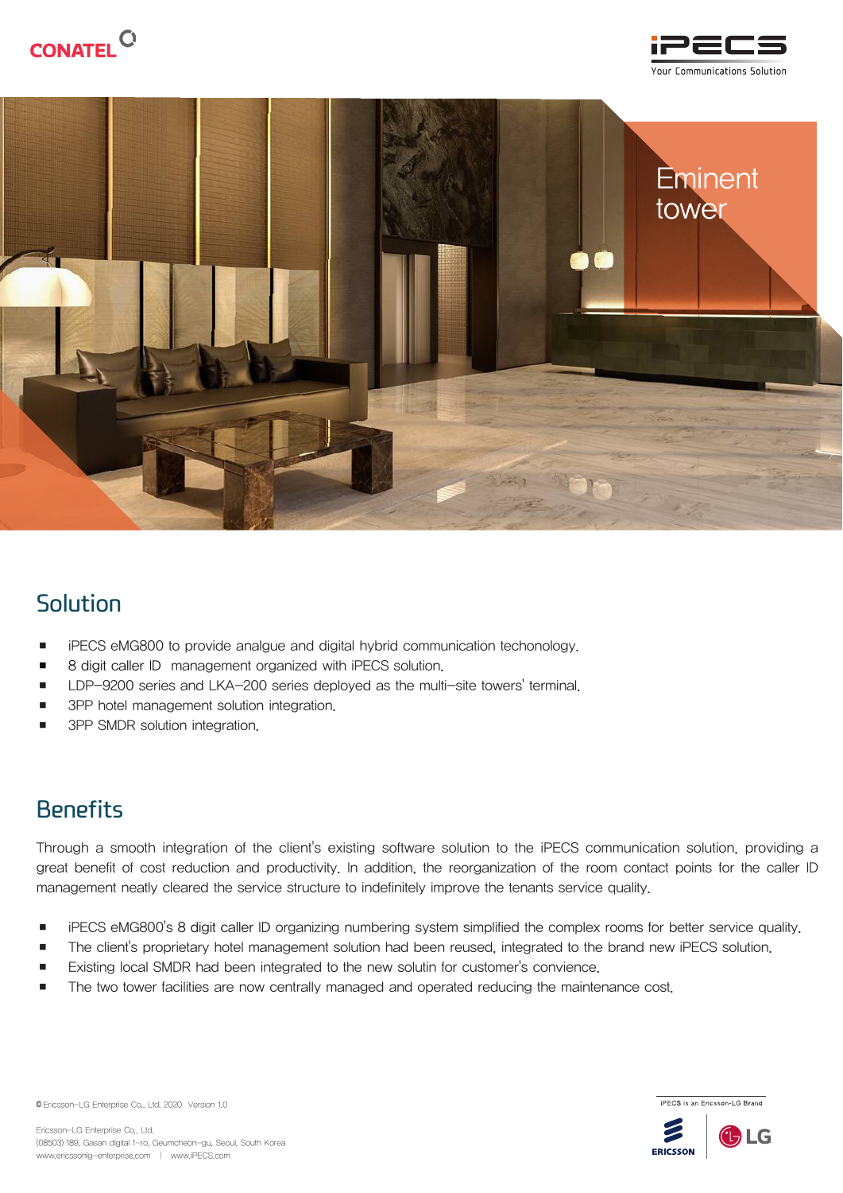CONATEL

iPECS
Your Communications Solution

# Eminent tower

## Solution

- iPECS eMG800 to provide analgue and digital hybrid communication techonology.
- 8 digit caller ID management organized with iPECS solution.
- LDP-9200 series and LKA-200 series deployed as the multi-site towers' terminal.
- 3PP hotel management solution integration.
- 3PP SMDR solution integration.

## Benefits

Through a smooth integration of the client's existing software solution to the iPECS communication solution, providing a great benefit of cost reduction and productivity. In addition, the reorganization of the room contact points for the caller ID management neatly cleared the service structure to indefinitely improve the tenants service quality.

- iPECS eMG800's 8 digit caller ID organizing numbering system simplified the complex rooms for better service quality.
- The client's proprietary hotel management solution had been reused, integrated to the brand new iPECS solution.
- Existing local SMDR had been integrated to the new solutin for customer's convience.
- The two tower facilities are now centrally managed and operated reducing the maintenance cost.

© Ericsson-LG Enterprise Co., Ltd. 2020 Version 1.0

Ericsson-LG Enterprise Co., Ltd.
(08503) 189, Gasan digital 1-ro, Geumcheon-gu, Seoul, South Korea
www.ericssonlg-enterprise.com | www.iPECS.com

iPECS is an Ericsson-LG Brand

ERICSSON LG